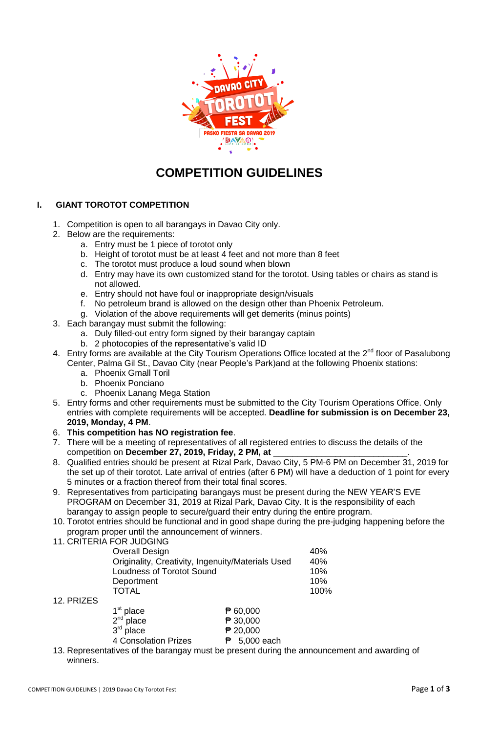# COMPETITION GUIDELINES

## I. GIANT TOROTOT COMPETITION

1. Competition is open to all barangays in Davao City only.
2. Below are the requirements:
   a. Entry must be 1 piece of torotot only
   b. Height of torotot must be at least 4 feet and not more than 8 feet
   c. The torotot must produce a loud sound when blown
   d. Entry may have its own customized stand for the torotot. Using tables or chairs as stand is not allowed.
   e. Entry should not have foul or inappropriate design/visuals
   f. No petroleum brand is allowed on the design other than Phoenix Petroleum.
   g. Violation of the above requirements will get demerits (minus points)
3. Each barangay must submit the following:
   a. Duly filled-out entry form signed by their barangay captain
   b. 2 photocopies of the representative's valid ID
4. Entry forms are available at the City Tourism Operations Office located at the 2nd floor of Pasalubong Center, Palma Gil St., Davao City (near People's Park)and at the following Phoenix stations:
   a. Phoenix Gmall Toril
   b. Phoenix Ponciano
   c. Phoenix Lanang Mega Station
5. Entry forms and other requirements must be submitted to the City Tourism Operations Office. Only entries with complete requirements will be accepted. **Deadline for submission is on December 23, 2019, Monday, 4 PM**.
6. **This competition has NO registration fee**.
7. There will be a meeting of representatives of all registered entries to discuss the details of the competition on **December 27, 2019, Friday, 2 PM, at** \_\_\_\_\_\_\_\_\_\_\_\_\_\_\_\_\_\_\_\_\_\_\_\_\_\_\_\_.
8. Qualified entries should be present at Rizal Park, Davao City, 5 PM-6 PM on December 31, 2019 for the set up of their torotot. Late arrival of entries (after 6 PM) will have a deduction of 1 point for every 5 minutes or a fraction thereof from their total final scores.
9. Representatives from participating barangays must be present during the NEW YEAR'S EVE PROGRAM on December 31, 2019 at Rizal Park, Davao City. It is the responsibility of each barangay to assign people to secure/guard their entry during the entire program.
10. Torotot entries should be functional and in good shape during the pre-judging happening before the program proper until the announcement of winners.
11. CRITERIA FOR JUDGING

| Criteria | Percentage |
|---|---|
| Overall Design | 40% |
| Originality, Creativity, Ingenuity/Materials Used | 40% |
| Loudness of Torotot Sound | 10% |
| Deportment | 10% |
| TOTAL | 100% |

12. PRIZES

| Place | Prize |
|---|---|
| 1st place | ₱ 60,000 |
| 2nd place | ₱ 30,000 |
| 3rd place | ₱ 20,000 |
| 4 Consolation Prizes | ₱ 5,000 each |

13. Representatives of the barangay must be present during the announcement and awarding of winners.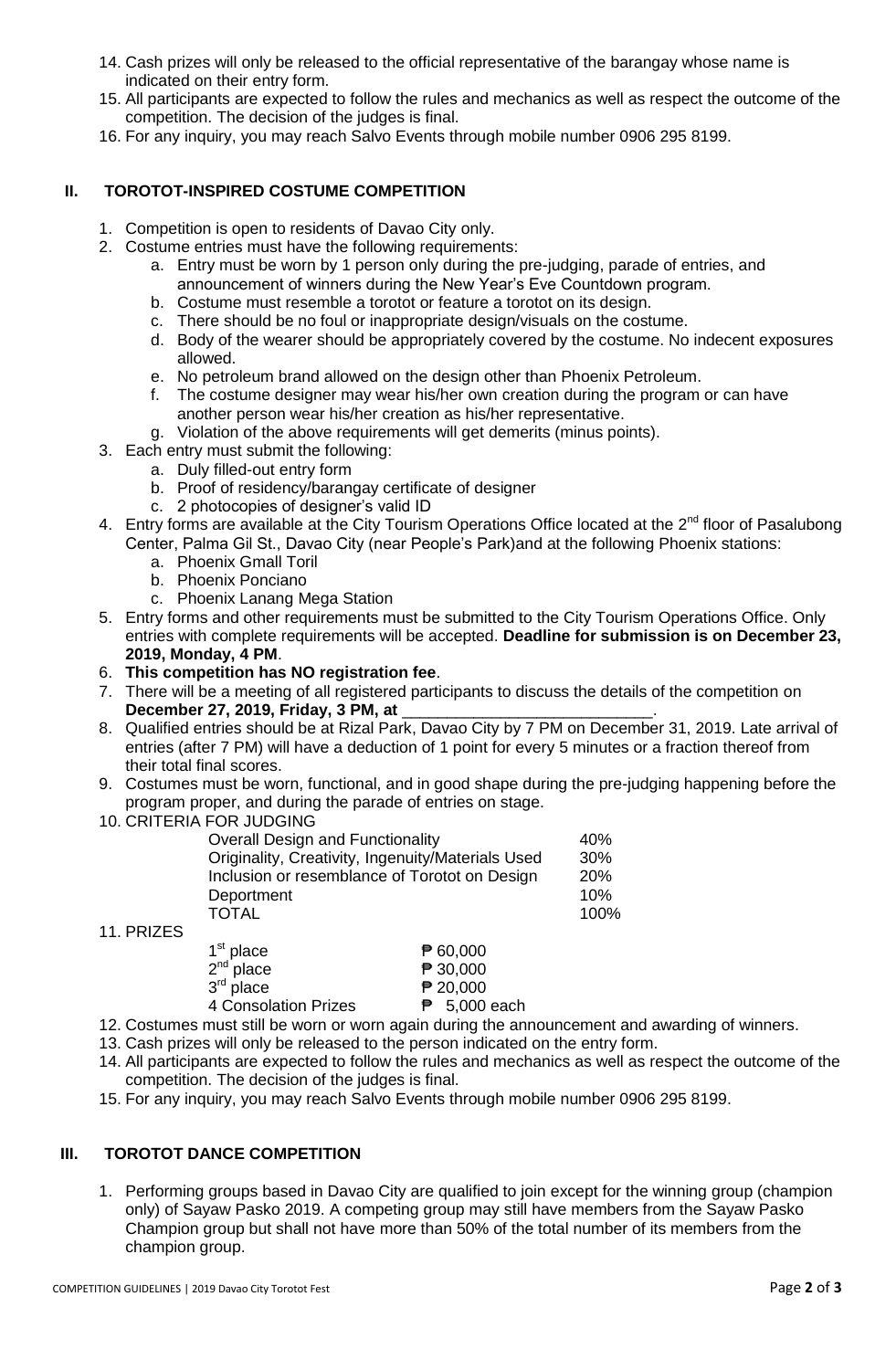14. Cash prizes will only be released to the official representative of the barangay whose name is indicated on their entry form.
15. All participants are expected to follow the rules and mechanics as well as respect the outcome of the competition. The decision of the judges is final.
16. For any inquiry, you may reach Salvo Events through mobile number 0906 295 8199.

## II. TOROTOT-INSPIRED COSTUME COMPETITION

1. Competition is open to residents of Davao City only.
2. Costume entries must have the following requirements:
   a. Entry must be worn by 1 person only during the pre-judging, parade of entries, and announcement of winners during the New Year's Eve Countdown program.
   b. Costume must resemble a torotot or feature a torotot on its design.
   c. There should be no foul or inappropriate design/visuals on the costume.
   d. Body of the wearer should be appropriately covered by the costume. No indecent exposures allowed.
   e. No petroleum brand allowed on the design other than Phoenix Petroleum.
   f. The costume designer may wear his/her own creation during the program or can have another person wear his/her creation as his/her representative.
   g. Violation of the above requirements will get demerits (minus points).
3. Each entry must submit the following:
   a. Duly filled-out entry form
   b. Proof of residency/barangay certificate of designer
   c. 2 photocopies of designer's valid ID
4. Entry forms are available at the City Tourism Operations Office located at the 2nd floor of Pasalubong Center, Palma Gil St., Davao City (near People's Park)and at the following Phoenix stations:
   a. Phoenix Gmall Toril
   b. Phoenix Ponciano
   c. Phoenix Lanang Mega Station
5. Entry forms and other requirements must be submitted to the City Tourism Operations Office. Only entries with complete requirements will be accepted. **Deadline for submission is on December 23, 2019, Monday, 4 PM**.
6. **This competition has NO registration fee**.
7. There will be a meeting of all registered participants to discuss the details of the competition on **December 27, 2019, Friday, 3 PM, at** ____________________________.
8. Qualified entries should be at Rizal Park, Davao City by 7 PM on December 31, 2019. Late arrival of entries (after 7 PM) will have a deduction of 1 point for every 5 minutes or a fraction thereof from their total final scores.
9. Costumes must be worn, functional, and in good shape during the pre-judging happening before the program proper, and during the parade of entries on stage.
10. CRITERIA FOR JUDGING

| Criteria | Percentage |
|---|---|
| Overall Design and Functionality | 40% |
| Originality, Creativity, Ingenuity/Materials Used | 30% |
| Inclusion or resemblance of Torotot on Design | 20% |
| Deportment | 10% |
| TOTAL | 100% |

11. PRIZES

| Place | Prize |
|---|---|
| 1st place | ₱ 60,000 |
| 2nd place | ₱ 30,000 |
| 3rd place | ₱ 20,000 |
| 4 Consolation Prizes | ₱ 5,000 each |

12. Costumes must still be worn or worn again during the announcement and awarding of winners.
13. Cash prizes will only be released to the person indicated on the entry form.
14. All participants are expected to follow the rules and mechanics as well as respect the outcome of the competition. The decision of the judges is final.
15. For any inquiry, you may reach Salvo Events through mobile number 0906 295 8199.

## III. TOROTOT DANCE COMPETITION

1. Performing groups based in Davao City are qualified to join except for the winning group (champion only) of Sayaw Pasko 2019. A competing group may still have members from the Sayaw Pasko Champion group but shall not have more than 50% of the total number of its members from the champion group.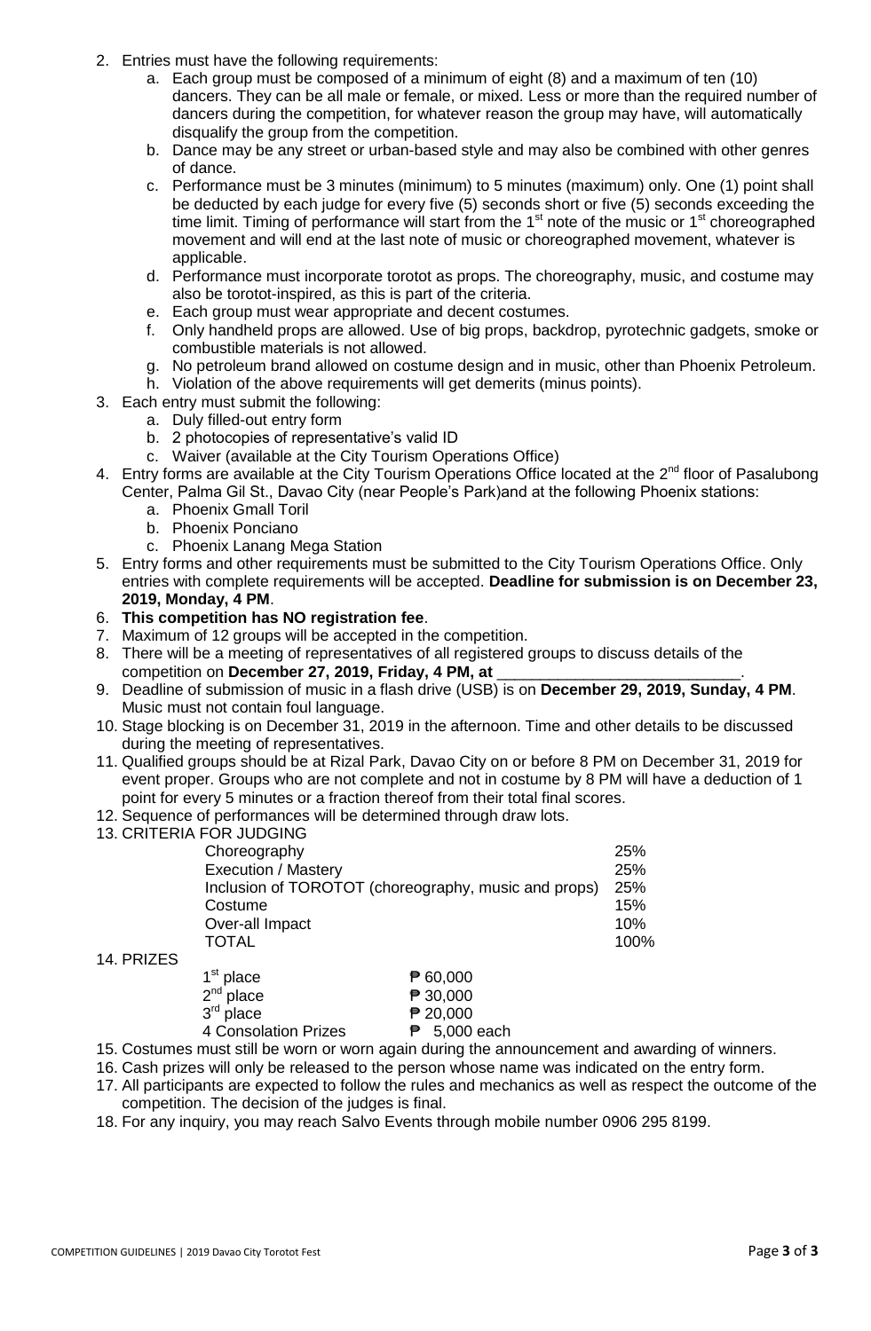2. Entries must have the following requirements:
   a. Each group must be composed of a minimum of eight (8) and a maximum of ten (10) dancers. They can be all male or female, or mixed. Less or more than the required number of dancers during the competition, for whatever reason the group may have, will automatically disqualify the group from the competition.
   b. Dance may be any street or urban-based style and may also be combined with other genres of dance.
   c. Performance must be 3 minutes (minimum) to 5 minutes (maximum) only. One (1) point shall be deducted by each judge for every five (5) seconds short or five (5) seconds exceeding the time limit. Timing of performance will start from the 1st note of the music or 1st choreographed movement and will end at the last note of music or choreographed movement, whatever is applicable.
   d. Performance must incorporate torotot as props. The choreography, music, and costume may also be torotot-inspired, as this is part of the criteria.
   e. Each group must wear appropriate and decent costumes.
   f. Only handheld props are allowed. Use of big props, backdrop, pyrotechnic gadgets, smoke or combustible materials is not allowed.
   g. No petroleum brand allowed on costume design and in music, other than Phoenix Petroleum.
   h. Violation of the above requirements will get demerits (minus points).
3. Each entry must submit the following:
   a. Duly filled-out entry form
   b. 2 photocopies of representative's valid ID
   c. Waiver (available at the City Tourism Operations Office)
4. Entry forms are available at the City Tourism Operations Office located at the 2nd floor of Pasalubong Center, Palma Gil St., Davao City (near People's Park)and at the following Phoenix stations:
   a. Phoenix Gmall Toril
   b. Phoenix Ponciano
   c. Phoenix Lanang Mega Station
5. Entry forms and other requirements must be submitted to the City Tourism Operations Office. Only entries with complete requirements will be accepted. **Deadline for submission is on December 23, 2019, Monday, 4 PM**.
6. **This competition has NO registration fee**.
7. Maximum of 12 groups will be accepted in the competition.
8. There will be a meeting of representatives of all registered groups to discuss details of the competition on **December 27, 2019, Friday, 4 PM, at** ____________________________.
9. Deadline of submission of music in a flash drive (USB) is on **December 29, 2019, Sunday, 4 PM**. Music must not contain foul language.
10. Stage blocking is on December 31, 2019 in the afternoon. Time and other details to be discussed during the meeting of representatives.
11. Qualified groups should be at Rizal Park, Davao City on or before 8 PM on December 31, 2019 for event proper. Groups who are not complete and not in costume by 8 PM will have a deduction of 1 point for every 5 minutes or a fraction thereof from their total final scores.
12. Sequence of performances will be determined through draw lots.
13. CRITERIA FOR JUDGING

| | |
|---|---|
| Choreography | 25% |
| Execution / Mastery | 25% |
| Inclusion of TOROTOT (choreography, music and props) | 25% |
| Costume | 15% |
| Over-all Impact | 10% |
| TOTAL | 100% |

14. PRIZES

| | |
|---|---|
| 1st place | ₱ 60,000 |
| 2nd place | ₱ 30,000 |
| 3rd place | ₱ 20,000 |
| 4 Consolation Prizes | ₱ 5,000 each |

15. Costumes must still be worn or worn again during the announcement and awarding of winners.
16. Cash prizes will only be released to the person whose name was indicated on the entry form.
17. All participants are expected to follow the rules and mechanics as well as respect the outcome of the competition. The decision of the judges is final.
18. For any inquiry, you may reach Salvo Events through mobile number 0906 295 8199.